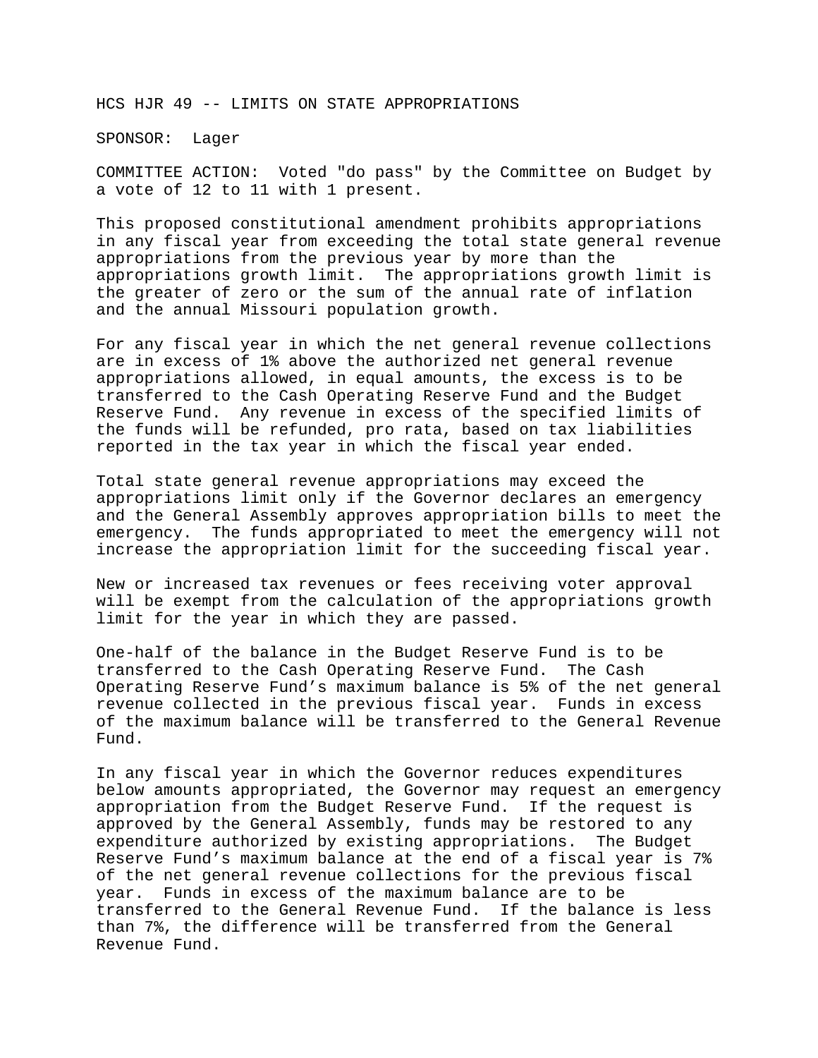# HCS HJR 49 -- LIMITS ON STATE APPROPRIATIONS

SPONSOR: Lager

COMMITTEE ACTION: Voted "do pass" by the Committee on Budget by a vote of 12 to 11 with 1 present.

This proposed constitutional amendment prohibits appropriations in any fiscal year from exceeding the total state general revenue appropriations from the previous year by more than the appropriations growth limit. The appropriations growth limit is the greater of zero or the sum of the annual rate of inflation and the annual Missouri population growth.

For any fiscal year in which the net general revenue collections are in excess of 1% above the authorized net general revenue appropriations allowed, in equal amounts, the excess is to be transferred to the Cash Operating Reserve Fund and the Budget Reserve Fund. Any revenue in excess of the specified limits of the funds will be refunded, pro rata, based on tax liabilities reported in the tax year in which the fiscal year ended.

Total state general revenue appropriations may exceed the appropriations limit only if the Governor declares an emergency and the General Assembly approves appropriation bills to meet the emergency. The funds appropriated to meet the emergency will not increase the appropriation limit for the succeeding fiscal year.

New or increased tax revenues or fees receiving voter approval will be exempt from the calculation of the appropriations growth limit for the year in which they are passed.

One-half of the balance in the Budget Reserve Fund is to be transferred to the Cash Operating Reserve Fund. The Cash Operating Reserve Fund's maximum balance is 5% of the net general revenue collected in the previous fiscal year. Funds in excess of the maximum balance will be transferred to the General Revenue Fund.

In any fiscal year in which the Governor reduces expenditures below amounts appropriated, the Governor may request an emergency appropriation from the Budget Reserve Fund. If the request is approved by the General Assembly, funds may be restored to any expenditure authorized by existing appropriations. The Budget Reserve Fund's maximum balance at the end of a fiscal year is 7% of the net general revenue collections for the previous fiscal year. Funds in excess of the maximum balance are to be transferred to the General Revenue Fund. If the balance is less than 7%, the difference will be transferred from the General Revenue Fund.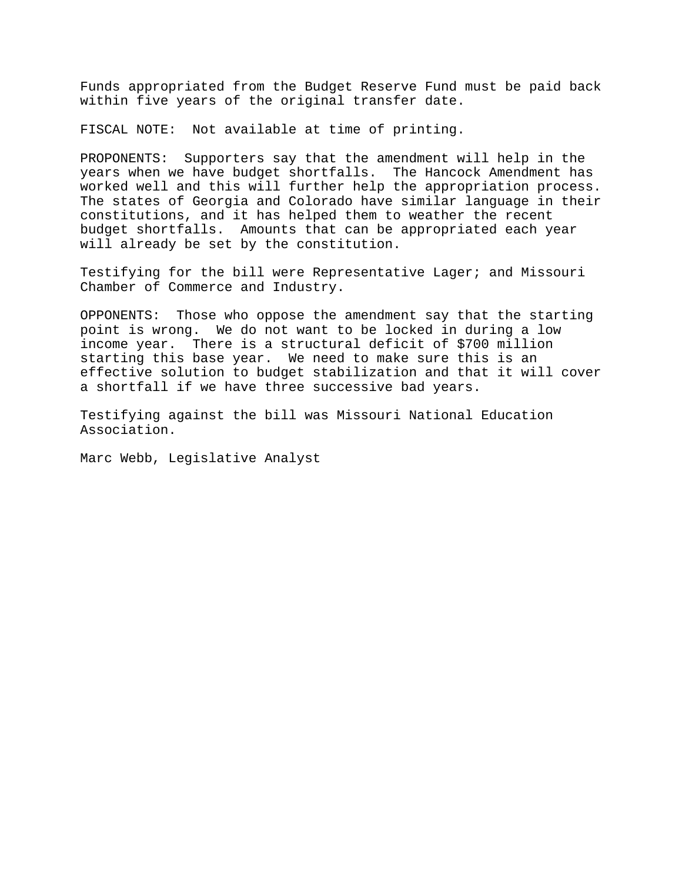Funds appropriated from the Budget Reserve Fund must be paid back within five years of the original transfer date.

FISCAL NOTE: Not available at time of printing.

PROPONENTS: Supporters say that the amendment will help in the years when we have budget shortfalls. The Hancock Amendment has worked well and this will further help the appropriation process. The states of Georgia and Colorado have similar language in their constitutions, and it has helped them to weather the recent budget shortfalls. Amounts that can be appropriated each year will already be set by the constitution.

Testifying for the bill were Representative Lager; and Missouri Chamber of Commerce and Industry.

OPPONENTS: Those who oppose the amendment say that the starting point is wrong. We do not want to be locked in during a low income year. There is a structural deficit of $700 million starting this base year. We need to make sure this is an effective solution to budget stabilization and that it will cover a shortfall if we have three successive bad years.

Testifying against the bill was Missouri National Education Association.

Marc Webb, Legislative Analyst